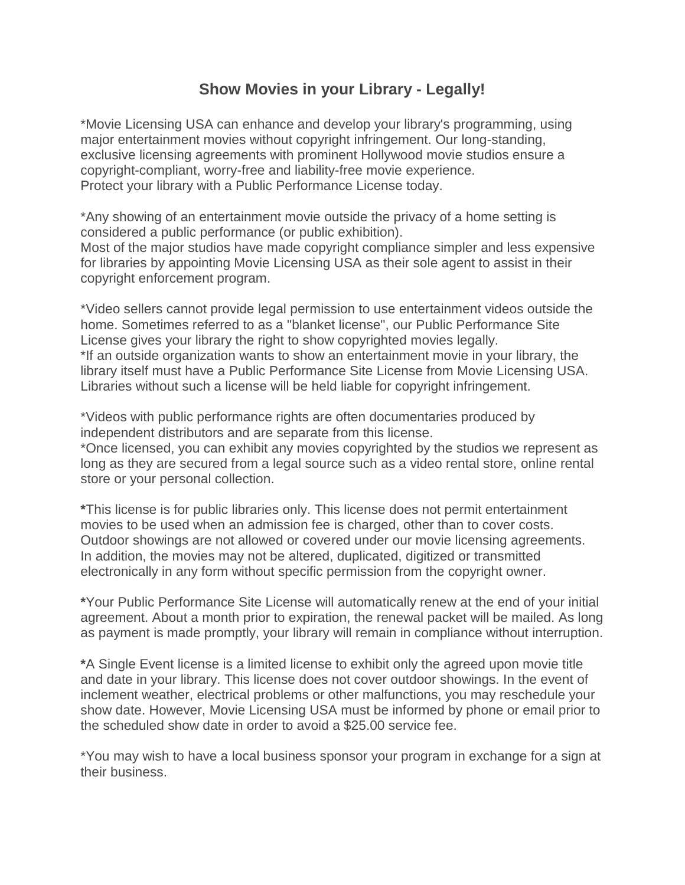# Show Movies in your Library - Legally!

*Movie Licensing USA can enhance and develop your library's programming, using major entertainment movies without copyright infringement. Our long-standing, exclusive licensing agreements with prominent Hollywood movie studios ensure a copyright-compliant, worry-free and liability-free movie experience.
Protect your library with a Public Performance License today.

*Any showing of an entertainment movie outside the privacy of a home setting is considered a public performance (or public exhibition).
Most of the major studios have made copyright compliance simpler and less expensive for libraries by appointing Movie Licensing USA as their sole agent to assist in their copyright enforcement program.

*Video sellers cannot provide legal permission to use entertainment videos outside the home. Sometimes referred to as a "blanket license", our Public Performance Site License gives your library the right to show copyrighted movies legally.
*If an outside organization wants to show an entertainment movie in your library, the library itself must have a Public Performance Site License from Movie Licensing USA. Libraries without such a license will be held liable for copyright infringement.

*Videos with public performance rights are often documentaries produced by independent distributors and are separate from this license.
*Once licensed, you can exhibit any movies copyrighted by the studios we represent as long as they are secured from a legal source such as a video rental store, online rental store or your personal collection.

*This license is for public libraries only. This license does not permit entertainment movies to be used when an admission fee is charged, other than to cover costs. Outdoor showings are not allowed or covered under our movie licensing agreements. In addition, the movies may not be altered, duplicated, digitized or transmitted electronically in any form without specific permission from the copyright owner.

*Your Public Performance Site License will automatically renew at the end of your initial agreement. About a month prior to expiration, the renewal packet will be mailed. As long as payment is made promptly, your library will remain in compliance without interruption.

*A Single Event license is a limited license to exhibit only the agreed upon movie title and date in your library. This license does not cover outdoor showings. In the event of inclement weather, electrical problems or other malfunctions, you may reschedule your show date. However, Movie Licensing USA must be informed by phone or email prior to the scheduled show date in order to avoid a $25.00 service fee.

*You may wish to have a local business sponsor your program in exchange for a sign at their business.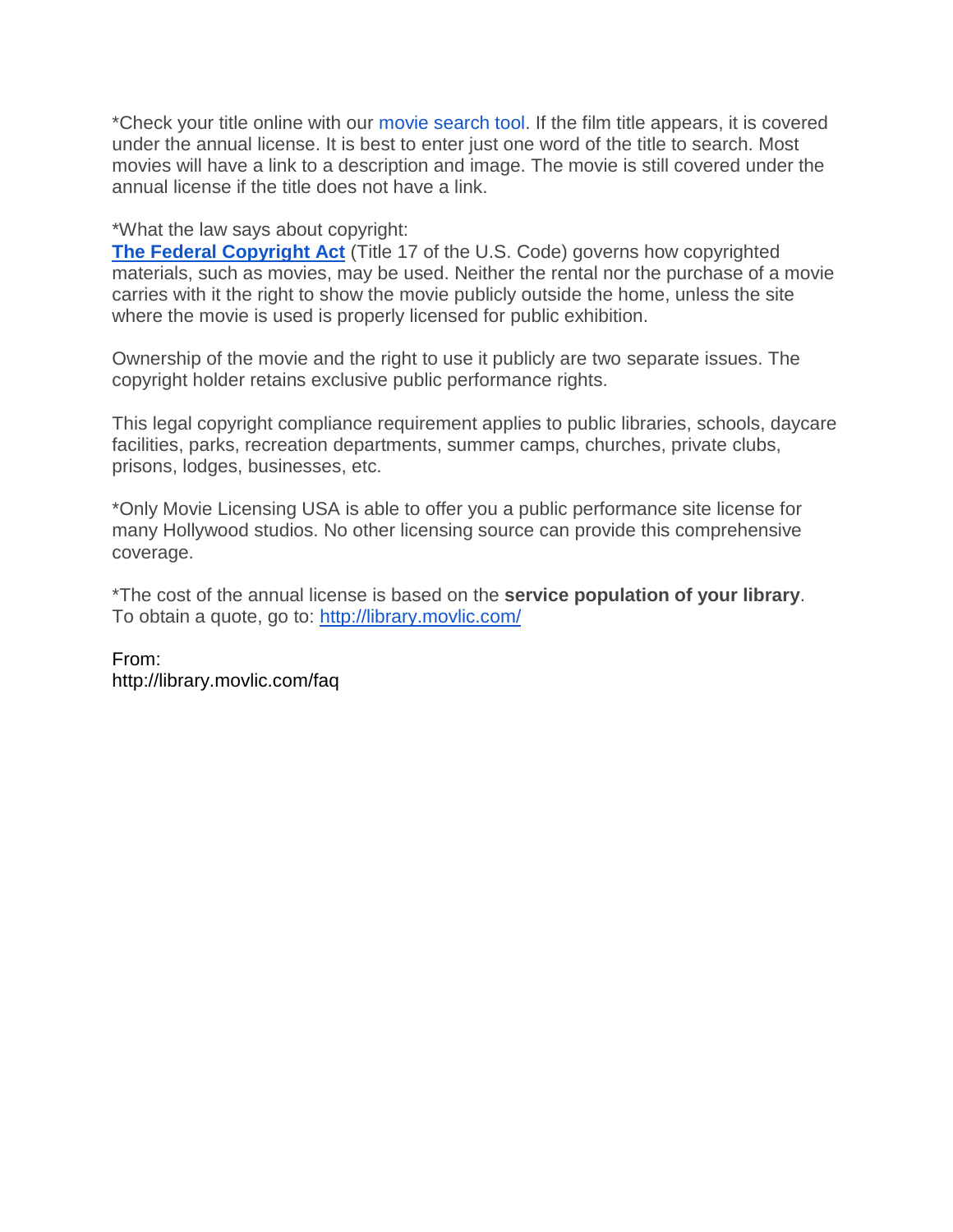*Check your title online with our movie search tool. If the film title appears, it is covered under the annual license. It is best to enter just one word of the title to search. Most movies will have a link to a description and image. The movie is still covered under the annual license if the title does not have a link.

*What the law says about copyright:
**The Federal Copyright Act** (Title 17 of the U.S. Code) governs how copyrighted materials, such as movies, may be used. Neither the rental nor the purchase of a movie carries with it the right to show the movie publicly outside the home, unless the site where the movie is used is properly licensed for public exhibition.

Ownership of the movie and the right to use it publicly are two separate issues. The copyright holder retains exclusive public performance rights.

This legal copyright compliance requirement applies to public libraries, schools, daycare facilities, parks, recreation departments, summer camps, churches, private clubs, prisons, lodges, businesses, etc.

*Only Movie Licensing USA is able to offer you a public performance site license for many Hollywood studios. No other licensing source can provide this comprehensive coverage.

*The cost of the annual license is based on the **service population of your library**.
To obtain a quote, go to: http://library.movlic.com/

From:
http://library.movlic.com/faq